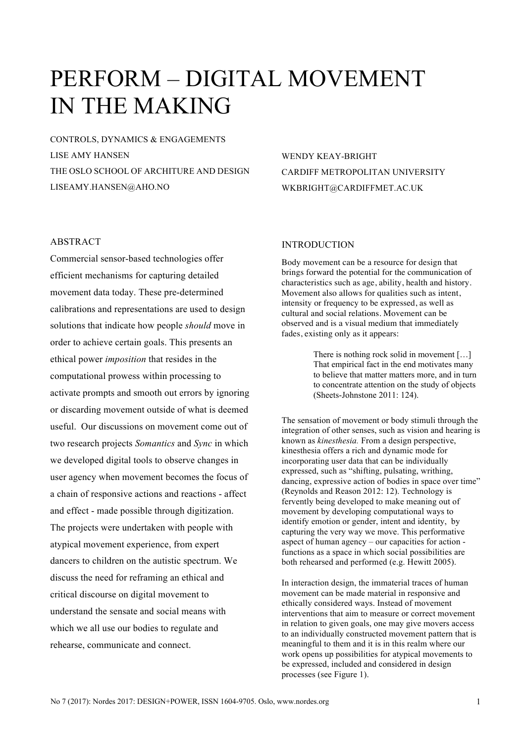# PERFORM – DIGITAL MOVEMENT IN THE MAKING

CONTROLS, DYNAMICS & ENGAGEMENTS

LISE AMY HANSEN
THE OSLO SCHOOL OF ARCHITURE AND DESIGN
LISEAMY.HANSEN@AHO.NO

WENDY KEAY-BRIGHT
CARDIFF METROPOLITAN UNIVERSITY
WKBRIGHT@CARDIFFMET.AC.UK

## ABSTRACT

Commercial sensor-based technologies offer efficient mechanisms for capturing detailed movement data today. These pre-determined calibrations and representations are used to design solutions that indicate how people *should* move in order to achieve certain goals. This presents an ethical power *imposition* that resides in the computational prowess within processing to activate prompts and smooth out errors by ignoring or discarding movement outside of what is deemed useful. Our discussions on movement come out of two research projects *Somantics* and *Sync* in which we developed digital tools to observe changes in user agency when movement becomes the focus of a chain of responsive actions and reactions - affect and effect - made possible through digitization. The projects were undertaken with people with atypical movement experience, from expert dancers to children on the autistic spectrum. We discuss the need for reframing an ethical and critical discourse on digital movement to understand the sensate and social means with which we all use our bodies to regulate and rehearse, communicate and connect.

## INTRODUCTION

Body movement can be a resource for design that brings forward the potential for the communication of characteristics such as age, ability, health and history. Movement also allows for qualities such as intent, intensity or frequency to be expressed, as well as cultural and social relations. Movement can be observed and is a visual medium that immediately fades, existing only as it appears:

> There is nothing rock solid in movement […] That empirical fact in the end motivates many to believe that matter matters more, and in turn to concentrate attention on the study of objects (Sheets-Johnstone 2011: 124).

The sensation of movement or body stimuli through the integration of other senses, such as vision and hearing is known as *kinesthesia.* From a design perspective, kinesthesia offers a rich and dynamic mode for incorporating user data that can be individually expressed, such as "shifting, pulsating, writhing, dancing, expressive action of bodies in space over time" (Reynolds and Reason 2012: 12). Technology is fervently being developed to make meaning out of movement by developing computational ways to identify emotion or gender, intent and identity, by capturing the very way we move. This performative aspect of human agency – our capacities for action - functions as a space in which social possibilities are both rehearsed and performed (e.g. Hewitt 2005).

In interaction design, the immaterial traces of human movement can be made material in responsive and ethically considered ways. Instead of movement interventions that aim to measure or correct movement in relation to given goals, one may give movers access to an individually constructed movement pattern that is meaningful to them and it is in this realm where our work opens up possibilities for atypical movements to be expressed, included and considered in design processes (see Figure 1).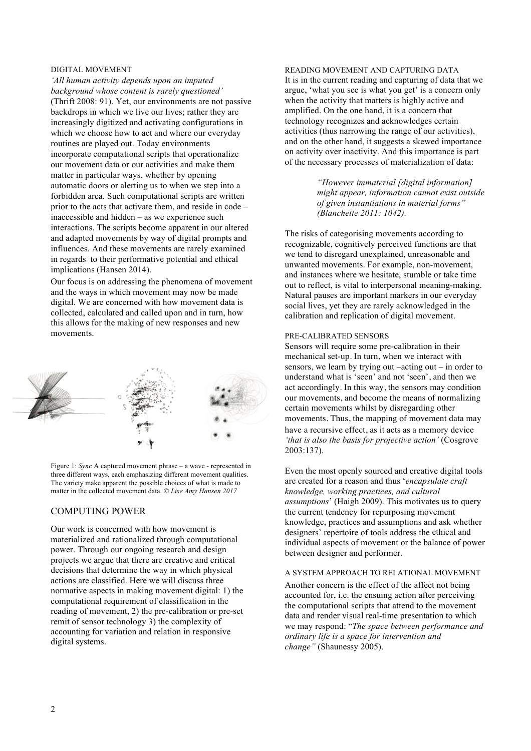### DIGITAL MOVEMENT

*'All human activity depends upon an imputed background whose content is rarely questioned'* (Thrift 2008: 91). Yet, our environments are not passive backdrops in which we live our lives; rather they are increasingly digitized and activating configurations in which we choose how to act and where our everyday routines are played out. Today environments incorporate computational scripts that operationalize our movement data or our activities and make them matter in particular ways, whether by opening automatic doors or alerting us to when we step into a forbidden area. Such computational scripts are written prior to the acts that activate them, and reside in code – inaccessible and hidden – as we experience such interactions. The scripts become apparent in our altered and adapted movements by way of digital prompts and influences. And these movements are rarely examined in regards to their performative potential and ethical implications (Hansen 2014).

Our focus is on addressing the phenomena of movement and the ways in which movement may now be made digital. We are concerned with how movement data is collected, calculated and called upon and in turn, how this allows for the making of new responses and new movements.

Figure 1: *Sync* A captured movement phrase – a wave - represented in three different ways, each emphasizing different movement qualities. The variety make apparent the possible choices of what is made to matter in the collected movement data. © *Lise Amy Hansen 2017*

## COMPUTING POWER

Our work is concerned with how movement is materialized and rationalized through computational power. Through our ongoing research and design projects we argue that there are creative and critical decisions that determine the way in which physical actions are classified. Here we will discuss three normative aspects in making movement digital: 1) the computational requirement of classification in the reading of movement, 2) the pre-calibration or pre-set remit of sensor technology 3) the complexity of accounting for variation and relation in responsive digital systems.

### READING MOVEMENT AND CAPTURING DATA

It is in the current reading and capturing of data that we argue, 'what you see is what you get' is a concern only when the activity that matters is highly active and amplified. On the one hand, it is a concern that technology recognizes and acknowledges certain activities (thus narrowing the range of our activities), and on the other hand, it suggests a skewed importance on activity over inactivity. And this importance is part of the necessary processes of materialization of data:

> *"However immaterial [digital information] might appear, information cannot exist outside of given instantiations in material forms" (Blanchette 2011: 1042).*

The risks of categorising movements according to recognizable, cognitively perceived functions are that we tend to disregard unexplained, unreasonable and unwanted movements. For example, non-movement, and instances where we hesitate, stumble or take time out to reflect, is vital to interpersonal meaning-making. Natural pauses are important markers in our everyday social lives, yet they are rarely acknowledged in the calibration and replication of digital movement.

### PRE-CALIBRATED SENSORS

Sensors will require some pre-calibration in their mechanical set-up. In turn, when we interact with sensors, we learn by trying out –acting out – in order to understand what is 'seen' and not 'seen', and then we act accordingly. In this way, the sensors may condition our movements, and become the means of normalizing certain movements whilst by disregarding other movements. Thus, the mapping of movement data may have a recursive effect, as it acts as a memory device *'that is also the basis for projective action'* (Cosgrove 2003:137).

Even the most openly sourced and creative digital tools are created for a reason and thus '*encapsulate craft knowledge, working practices, and cultural assumptions*' (Haigh 2009). This motivates us to query the current tendency for repurposing movement knowledge, practices and assumptions and ask whether designers' repertoire of tools address the ethical and individual aspects of movement or the balance of power between designer and performer.

### A SYSTEM APPROACH TO RELATIONAL MOVEMENT

Another concern is the effect of the affect not being accounted for, i.e. the ensuing action after perceiving the computational scripts that attend to the movement data and render visual real-time presentation to which we may respond: "*The space between performance and ordinary life is a space for intervention and change"* (Shaunessy 2005).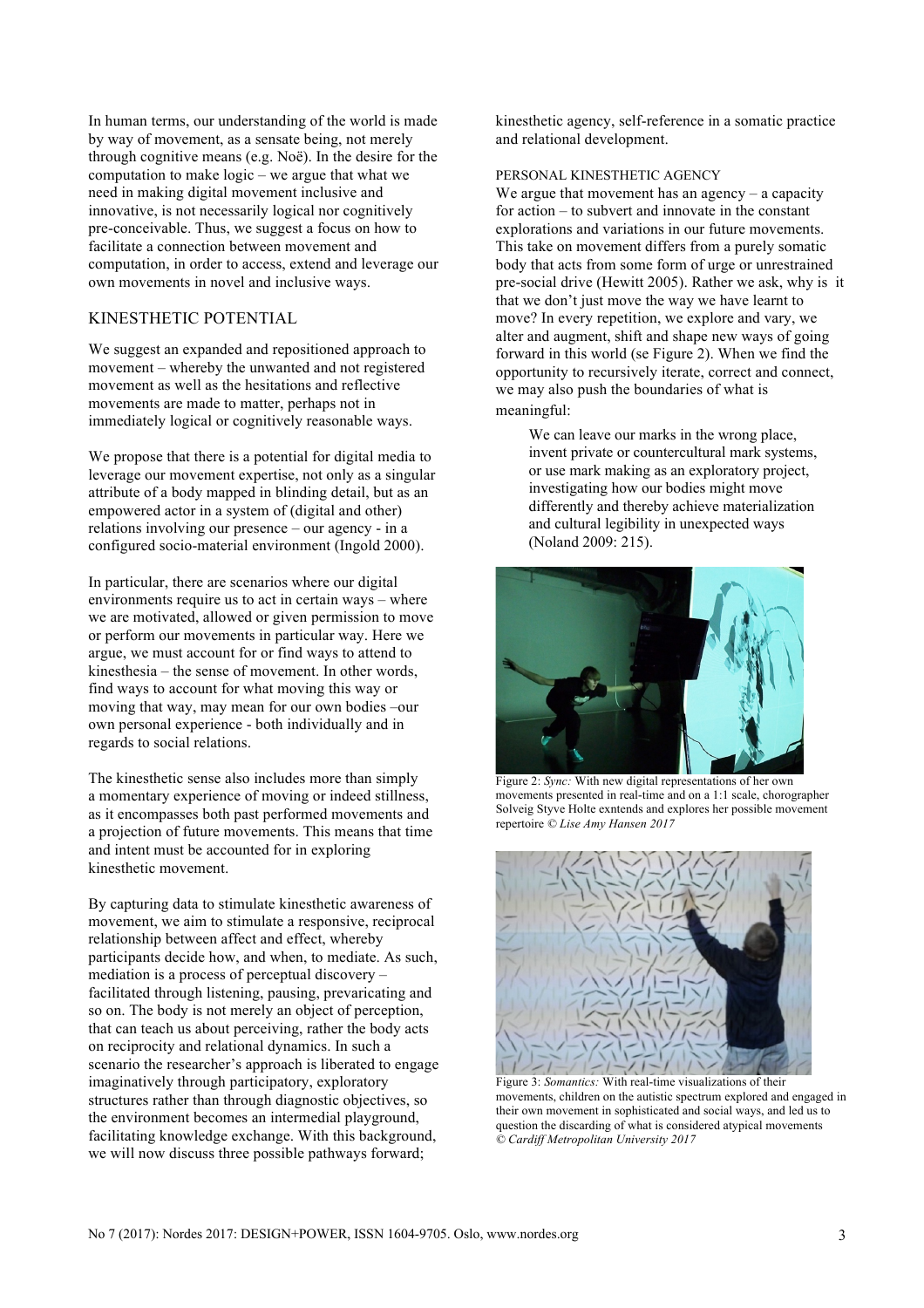In human terms, our understanding of the world is made by way of movement, as a sensate being, not merely through cognitive means (e.g. Noë). In the desire for the computation to make logic – we argue that what we need in making digital movement inclusive and innovative, is not necessarily logical nor cognitively pre-conceivable. Thus, we suggest a focus on how to facilitate a connection between movement and computation, in order to access, extend and leverage our own movements in novel and inclusive ways.

## KINESTHETIC POTENTIAL

We suggest an expanded and repositioned approach to movement – whereby the unwanted and not registered movement as well as the hesitations and reflective movements are made to matter, perhaps not in immediately logical or cognitively reasonable ways.

We propose that there is a potential for digital media to leverage our movement expertise, not only as a singular attribute of a body mapped in blinding detail, but as an empowered actor in a system of (digital and other) relations involving our presence – our agency - in a configured socio-material environment (Ingold 2000).

In particular, there are scenarios where our digital environments require us to act in certain ways – where we are motivated, allowed or given permission to move or perform our movements in particular way. Here we argue, we must account for or find ways to attend to kinesthesia – the sense of movement. In other words, find ways to account for what moving this way or moving that way, may mean for our own bodies –our own personal experience - both individually and in regards to social relations.

The kinesthetic sense also includes more than simply a momentary experience of moving or indeed stillness, as it encompasses both past performed movements and a projection of future movements. This means that time and intent must be accounted for in exploring kinesthetic movement.

By capturing data to stimulate kinesthetic awareness of movement, we aim to stimulate a responsive, reciprocal relationship between affect and effect, whereby participants decide how, and when, to mediate. As such, mediation is a process of perceptual discovery – facilitated through listening, pausing, prevaricating and so on. The body is not merely an object of perception, that can teach us about perceiving, rather the body acts on reciprocity and relational dynamics. In such a scenario the researcher's approach is liberated to engage imaginatively through participatory, exploratory structures rather than through diagnostic objectives, so the environment becomes an intermedial playground, facilitating knowledge exchange. With this background, we will now discuss three possible pathways forward; kinesthetic agency, self-reference in a somatic practice and relational development.

### PERSONAL KINESTHETIC AGENCY

We argue that movement has an agency – a capacity for action – to subvert and innovate in the constant explorations and variations in our future movements. This take on movement differs from a purely somatic body that acts from some form of urge or unrestrained pre-social drive (Hewitt 2005). Rather we ask, why is it that we don't just move the way we have learnt to move? In every repetition, we explore and vary, we alter and augment, shift and shape new ways of going forward in this world (se Figure 2). When we find the opportunity to recursively iterate, correct and connect, we may also push the boundaries of what is meaningful:

> We can leave our marks in the wrong place, invent private or countercultural mark systems, or use mark making as an exploratory project, investigating how our bodies might move differently and thereby achieve materialization and cultural legibility in unexpected ways (Noland 2009: 215).

Figure 2: *Sync:* With new digital representations of her own movements presented in real-time and on a 1:1 scale, chorographer Solveig Styve Holte exntends and explores her possible movement repertoire *© Lise Amy Hansen 2017*

Figure 3: *Somantics:* With real-time visualizations of their movements, children on the autistic spectrum explored and engaged in their own movement in sophisticated and social ways, and led us to question the discarding of what is considered atypical movements *© Cardiff Metropolitan University 2017*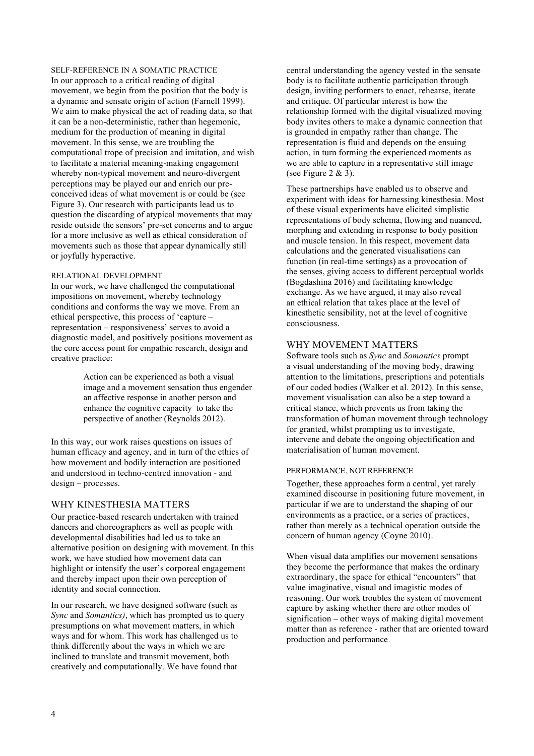### SELF-REFERENCE IN A SOMATIC PRACTICE

In our approach to a critical reading of digital movement, we begin from the position that the body is a dynamic and sensate origin of action (Farnell 1999). We aim to make physical the act of reading data, so that it can be a non-deterministic, rather than hegemonic, medium for the production of meaning in digital movement. In this sense, we are troubling the computational trope of precision and imitation, and wish to facilitate a material meaning-making engagement whereby non-typical movement and neuro-divergent perceptions may be played our and enrich our pre-conceived ideas of what movement is or could be (see Figure 3). Our research with participants lead us to question the discarding of atypical movements that may reside outside the sensors' pre-set concerns and to argue for a more inclusive as well as ethical consideration of movements such as those that appear dynamically still or joyfully hyperactive.

### RELATIONAL DEVELOPMENT

In our work, we have challenged the computational impositions on movement, whereby technology conditions and conforms the way we move. From an ethical perspective, this process of 'capture – representation – responsiveness' serves to avoid a diagnostic model, and positively positions movement as the core access point for empathic research, design and creative practice:

> Action can be experienced as both a visual image and a movement sensation thus engender an affective response in another person and enhance the cognitive capacity to take the perspective of another (Reynolds 2012).

In this way, our work raises questions on issues of human efficacy and agency, and in turn of the ethics of how movement and bodily interaction are positioned and understood in techno-centred innovation - and design – processes.

## WHY KINESTHESIA MATTERS

Our practice-based research undertaken with trained dancers and choreographers as well as people with developmental disabilities had led us to take an alternative position on designing with movement. In this work, we have studied how movement data can highlight or intensify the user's corporeal engagement and thereby impact upon their own perception of identity and social connection.

In our research, we have designed software (such as *Sync* and *Somantics)*, which has prompted us to query presumptions on what movement matters, in which ways and for whom. This work has challenged us to think differently about the ways in which we are inclined to translate and transmit movement, both creatively and computationally. We have found that central understanding the agency vested in the sensate body is to facilitate authentic participation through design, inviting performers to enact, rehearse, iterate and critique. Of particular interest is how the relationship formed with the digital visualized moving body invites others to make a dynamic connection that is grounded in empathy rather than change. The representation is fluid and depends on the ensuing action, in turn forming the experienced moments as we are able to capture in a representative still image (see Figure 2 & 3).

These partnerships have enabled us to observe and experiment with ideas for harnessing kinesthesia. Most of these visual experiments have elicited simplistic representations of body schema, flowing and nuanced, morphing and extending in response to body position and muscle tension. In this respect, movement data calculations and the generated visualisations can function (in real-time settings) as a provocation of the senses, giving access to different perceptual worlds (Bogdashina 2016) and facilitating knowledge exchange. As we have argued, it may also reveal an ethical relation that takes place at the level of kinesthetic sensibility, not at the level of cognitive consciousness.

## WHY MOVEMENT MATTERS

Software tools such as *Sync* and *Somantics* prompt a visual understanding of the moving body, drawing attention to the limitations, prescriptions and potentials of our coded bodies (Walker et al. 2012). In this sense, movement visualisation can also be a step toward a critical stance, which prevents us from taking the transformation of human movement through technology for granted, whilst prompting us to investigate, intervene and debate the ongoing objectification and materialisation of human movement.

### PERFORMANCE, NOT REFERENCE

Together, these approaches form a central, yet rarely examined discourse in positioning future movement, in particular if we are to understand the shaping of our environments as a practice, or a series of practices, rather than merely as a technical operation outside the concern of human agency (Coyne 2010).

When visual data amplifies our movement sensations they become the performance that makes the ordinary extraordinary, the space for ethical "encounters" that value imaginative, visual and imagistic modes of reasoning. Our work troubles the system of movement capture by asking whether there are other modes of signification – other ways of making digital movement matter than as reference - rather that are oriented toward production and performance.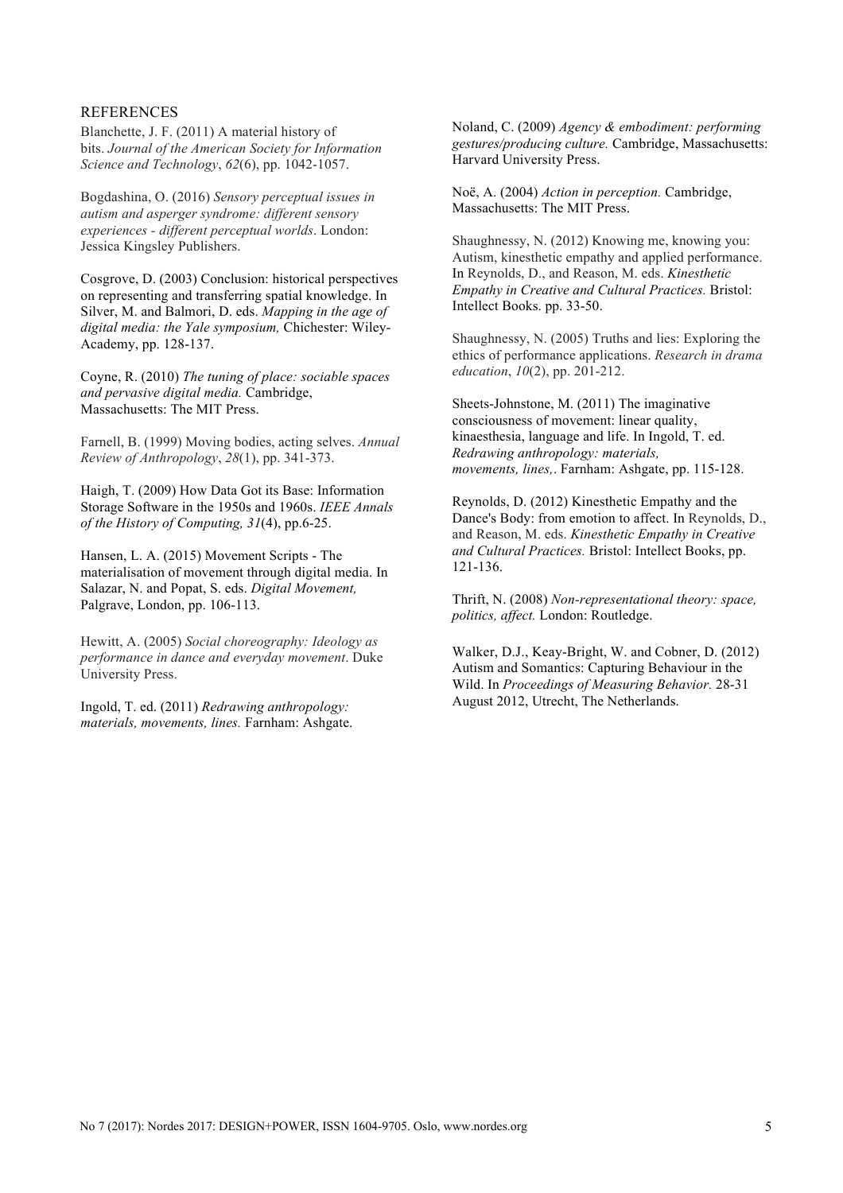## REFERENCES

Blanchette, J. F. (2011) A material history of bits. *Journal of the American Society for Information Science and Technology*, *62*(6), pp. 1042-1057.

Bogdashina, O. (2016) *Sensory perceptual issues in autism and asperger syndrome: different sensory experiences - different perceptual worlds*. London: Jessica Kingsley Publishers.

Cosgrove, D. (2003) Conclusion: historical perspectives on representing and transferring spatial knowledge. In Silver, M. and Balmori, D. eds. *Mapping in the age of digital media: the Yale symposium,* Chichester: Wiley-Academy, pp. 128-137.

Coyne, R. (2010) *The tuning of place: sociable spaces and pervasive digital media.* Cambridge, Massachusetts: The MIT Press.

Farnell, B. (1999) Moving bodies, acting selves. *Annual Review of Anthropology*, *28*(1), pp. 341-373.

Haigh, T. (2009) How Data Got its Base: Information Storage Software in the 1950s and 1960s. *IEEE Annals of the History of Computing, 31*(4), pp.6-25.

Hansen, L. A. (2015) Movement Scripts - The materialisation of movement through digital media. In Salazar, N. and Popat, S. eds. *Digital Movement,* Palgrave, London, pp. 106-113.

Hewitt, A. (2005) *Social choreography: Ideology as performance in dance and everyday movement*. Duke University Press.

Ingold, T. ed. (2011) *Redrawing anthropology: materials, movements, lines.* Farnham: Ashgate.

Noland, C. (2009) *Agency & embodiment: performing gestures/producing culture.* Cambridge, Massachusetts: Harvard University Press.

Noë, A. (2004) *Action in perception.* Cambridge, Massachusetts: The MIT Press.

Shaughnessy, N. (2012) Knowing me, knowing you: Autism, kinesthetic empathy and applied performance. In Reynolds, D., and Reason, M. eds. *Kinesthetic Empathy in Creative and Cultural Practices.* Bristol: Intellect Books. pp. 33-50.

Shaughnessy, N. (2005) Truths and lies: Exploring the ethics of performance applications. *Research in drama education*, *10*(2), pp. 201-212.

Sheets-Johnstone, M. (2011) The imaginative consciousness of movement: linear quality, kinaesthesia, language and life. In Ingold, T. ed. *Redrawing anthropology: materials, movements, lines,*. Farnham: Ashgate, pp. 115-128.

Reynolds, D. (2012) Kinesthetic Empathy and the Dance's Body: from emotion to affect. In Reynolds, D., and Reason, M. eds. *Kinesthetic Empathy in Creative and Cultural Practices.* Bristol: Intellect Books, pp. 121-136.

Thrift, N. (2008) *Non-representational theory: space, politics, affect.* London: Routledge.

Walker, D.J., Keay-Bright, W. and Cobner, D. (2012) Autism and Somantics: Capturing Behaviour in the Wild. In *Proceedings of Measuring Behavior.* 28-31 August 2012, Utrecht, The Netherlands.